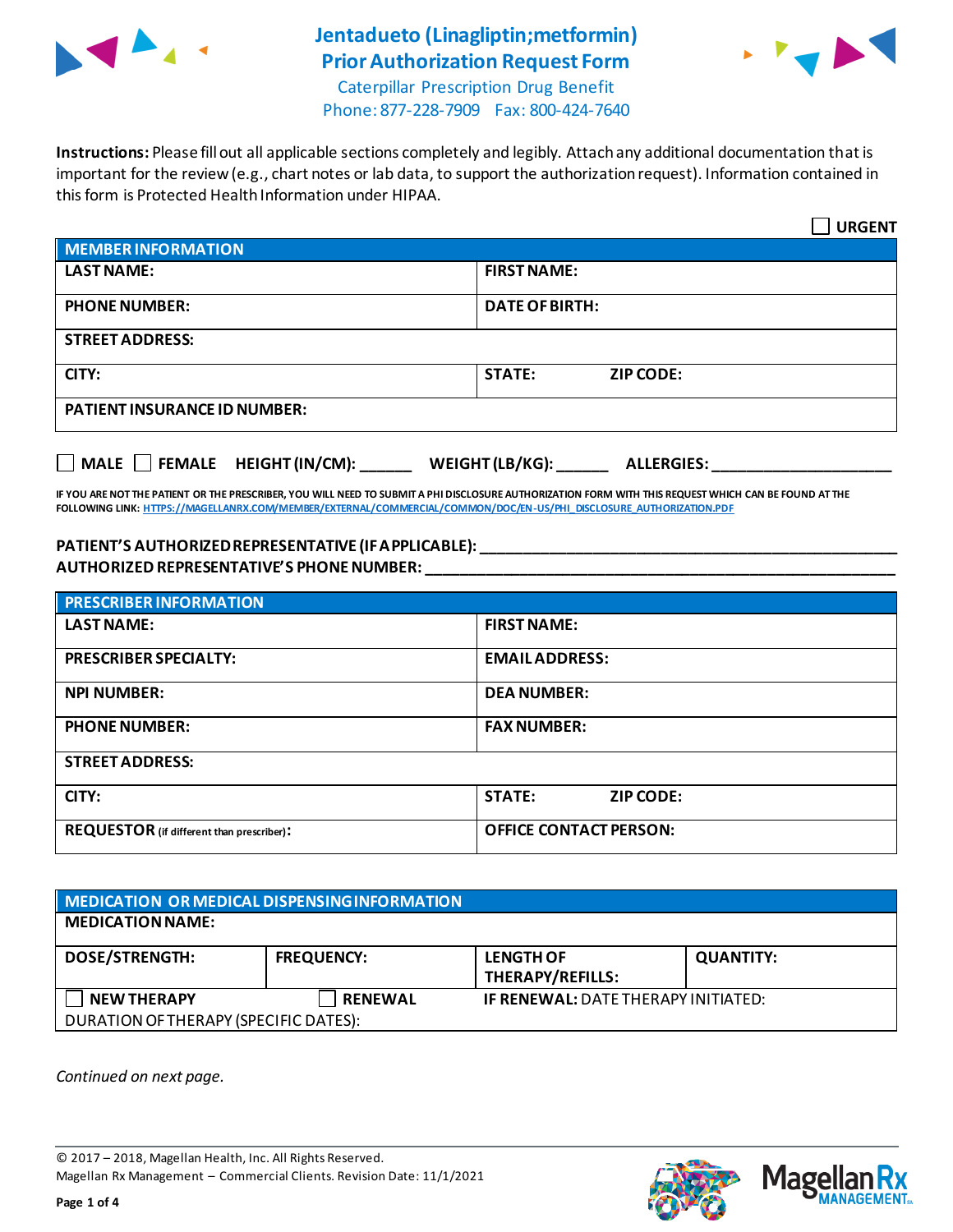# Jentadueto (Linagliptin;metformin) Prior Authorization Request Form

Caterpillar Prescription Drug Benefit
Phone: 877-228-7909 Fax: 800-424-7640

**Instructions:** Please fill out all applicable sections completely and legibly. Attach any additional documentation that is important for the review (e.g., chart notes or lab data, to support the authorization request). Information contained in this form is Protected Health Information under HIPAA.

☐ **URGENT**

| **MEMBER INFORMATION** | |
|---|---|
| **LAST NAME:** | **FIRST NAME:** |
| **PHONE NUMBER:** | **DATE OF BIRTH:** |
| **STREET ADDRESS:** | |
| **CITY:** | **STATE:** **ZIP CODE:** |
| **PATIENT INSURANCE ID NUMBER:** | |

☐ **MALE** ☐ **FEMALE** **HEIGHT (IN/CM):** ______ **WEIGHT (LB/KG):** ______ **ALLERGIES:** ____________________

**IF YOU ARE NOT THE PATIENT OR THE PRESCRIBER, YOU WILL NEED TO SUBMIT A PHI DISCLOSURE AUTHORIZATION FORM WITH THIS REQUEST WHICH CAN BE FOUND AT THE FOLLOWING LINK:** HTTPS://MAGELLANRX.COM/MEMBER/EXTERNAL/COMMERCIAL/COMMON/DOC/EN-US/PHI_DISCLOSURE_AUTHORIZATION.PDF

**PATIENT'S AUTHORIZED REPRESENTATIVE (IF APPLICABLE):** ____________________________________________
**AUTHORIZED REPRESENTATIVE'S PHONE NUMBER:** ____________________________________________

| **PRESCRIBER INFORMATION** | |
|---|---|
| **LAST NAME:** | **FIRST NAME:** |
| **PRESCRIBER SPECIALTY:** | **EMAIL ADDRESS:** |
| **NPI NUMBER:** | **DEA NUMBER:** |
| **PHONE NUMBER:** | **FAX NUMBER:** |
| **STREET ADDRESS:** | |
| **CITY:** | **STATE:** **ZIP CODE:** |
| **REQUESTOR** (if different than prescriber)**:** | **OFFICE CONTACT PERSON:** |

| **MEDICATION OR MEDICAL DISPENSING INFORMATION** | | | |
|---|---|---|---|
| **MEDICATION NAME:** | | | |
| **DOSE/STRENGTH:** | **FREQUENCY:** | **LENGTH OF THERAPY/REFILLS:** | **QUANTITY:** |
| ☐ **NEW THERAPY** | ☐ **RENEWAL** | **IF RENEWAL:** DATE THERAPY INITIATED: | |
| DURATION OF THERAPY (SPECIFIC DATES): | | | |

*Continued on next page.*

© 2017 – 2018, Magellan Health, Inc. All Rights Reserved.
Magellan Rx Management – Commercial Clients. Revision Date: 11/1/2021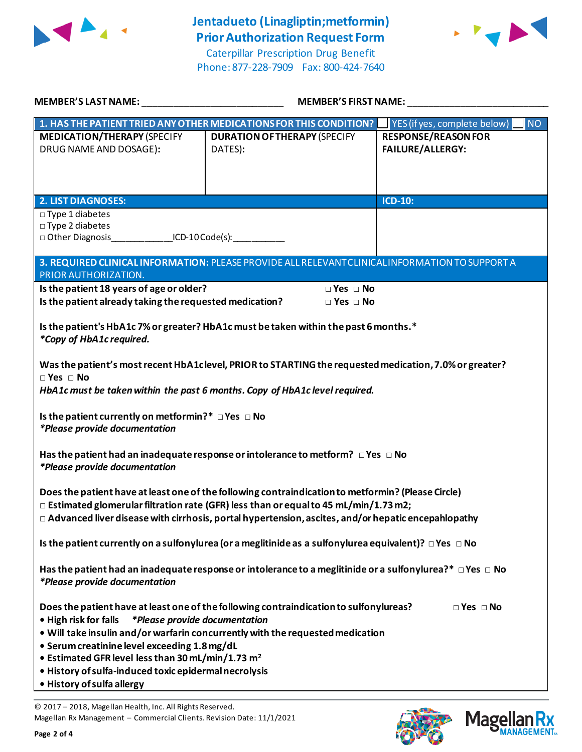# Jentadueto (Linagliptin;metformin) Prior Authorization Request Form

Caterpillar Prescription Drug Benefit
Phone: 877-228-7909  Fax: 800-424-7640

**MEMBER'S LAST NAME:** ___________________________ **MEMBER'S FIRST NAME:** ___________________________

| **1. HAS THE PATIENT TRIED ANY OTHER MEDICATIONS FOR THIS CONDITION?** | ☐ YES (if yes, complete below) | ☐ NO |
|---|---|---|
| **MEDICATION/THERAPY** (SPECIFY DRUG NAME AND DOSAGE): | **DURATION OF THERAPY** (SPECIFY DATES): | **RESPONSE/REASON FOR FAILURE/ALLERGY:** |
| | | |

| **2. LIST DIAGNOSES:** | **ICD-10:** |
|---|---|
| □ Type 1 diabetes<br>□ Type 2 diabetes<br>□ Other Diagnosis____________ICD-10 Code(s):__________ | |

**3. REQUIRED CLINICAL INFORMATION:** PLEASE PROVIDE ALL RELEVANT CLINICAL INFORMATION TO SUPPORT A PRIOR AUTHORIZATION.

**Is the patient 18 years of age or older?** □ **Yes** □ **No**

**Is the patient already taking the requested medication?** □ **Yes** □ **No**

**Is the patient's HbA1c 7% or greater? HbA1c must be taken within the past 6 months.\***
***Copy of HbA1c required.***

**Was the patient's most recent HbA1c level, PRIOR to STARTING the requested medication, 7.0% or greater?**
□ **Yes** □ **No**
***HbA1c must be taken within the past 6 months. Copy of HbA1c level required.***

**Is the patient currently on metformin?\*** □ **Yes** □ **No**
***\*Please provide documentation***

**Has the patient had an inadequate response or intolerance to metform?** □ **Yes** □ **No**
***\*Please provide documentation***

**Does the patient have at least one of the following contraindication to metformin? (Please Circle)**
□ **Estimated glomerular filtration rate (GFR) less than or equal to 45 mL/min/1.73 m2;**
□ **Advanced liver disease with cirrhosis, portal hypertension, ascites, and/or hepatic encepahlopathy**

**Is the patient currently on a sulfonylurea (or a meglitinide as a sulfonylurea equivalent)?** □ **Yes** □ **No**

**Has the patient had an inadequate response or intolerance to a meglitinide or a sulfonylurea?\*** □ **Yes** □ **No**
***\*Please provide documentation***

**Does the patient have at least one of the following contraindication to sulfonylureas?** □ **Yes** □ **No**
- **High risk for falls** ***\*Please provide documentation***
- **Will take insulin and/or warfarin concurrently with the requested medication**
- **Serum creatinine level exceeding 1.8 mg/dL**
- **Estimated GFR level less than 30 mL/min/1.73 $m^2$**
- **History of sulfa-induced toxic epidermal necrolysis**
- **History of sulfa allergy**

© 2017 – 2018, Magellan Health, Inc. All Rights Reserved.
Magellan Rx Management – Commercial Clients. Revision Date: 11/1/2021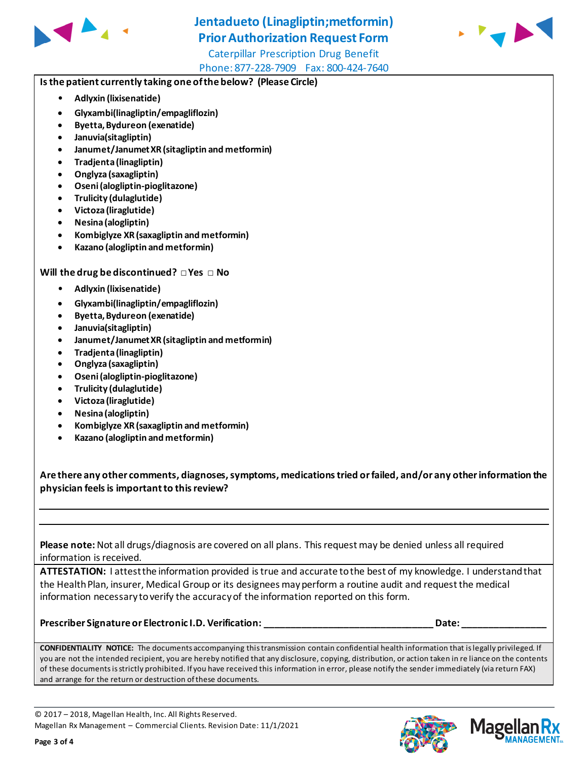# Jentadueto (Linagliptin;metformin) Prior Authorization Request Form

Caterpillar Prescription Drug Benefit

Phone: 877-228-7909 Fax: 800-424-7640

**Is the patient currently taking one of the below? (Please Circle)**

- **Adlyxin (lixisenatide)**
- **Glyxambi(linagliptin/empagliflozin)**
- **Byetta, Bydureon (exenatide)**
- **Januvia(sitagliptin)**
- **Janumet/Janumet XR (sitagliptin and metformin)**
- **Tradjenta (linagliptin)**
- **Onglyza (saxagliptin)**
- **Oseni (alogliptin-pioglitazone)**
- **Trulicity (dulaglutide)**
- **Victoza (liraglutide)**
- **Nesina (alogliptin)**
- **Kombiglyze XR (saxagliptin and metformin)**
- **Kazano (alogliptin and metformin)**

**Will the drug be discontinued?** □ **Yes** □ **No**

- **Adlyxin (lixisenatide)**
- **Glyxambi(linagliptin/empagliflozin)**
- **Byetta, Bydureon (exenatide)**
- **Januvia(sitagliptin)**
- **Janumet/Janumet XR (sitagliptin and metformin)**
- **Tradjenta (linagliptin)**
- **Onglyza (saxagliptin)**
- **Oseni (alogliptin-pioglitazone)**
- **Trulicity (dulaglutide)**
- **Victoza (liraglutide)**
- **Nesina (alogliptin)**
- **Kombiglyze XR (saxagliptin and metformin)**
- **Kazano (alogliptin and metformin)**

**Are there any other comments, diagnoses, symptoms, medications tried or failed, and/or any other information the physician feels is important to this review?**

_______________________________________________

_______________________________________________

**Please note:** Not all drugs/diagnosis are covered on all plans. This request may be denied unless all required information is received.

**ATTESTATION:** I attest the information provided is true and accurate to the best of my knowledge. I understand that the Health Plan, insurer, Medical Group or its designees may perform a routine audit and request the medical information necessary to verify the accuracy of the information reported on this form.

**Prescriber Signature or Electronic I.D. Verification:** ________________________________ **Date:** ________________

**CONFIDENTIALITY NOTICE:** The documents accompanying this transmission contain confidential health information that is legally privileged. If you are not the intended recipient, you are hereby notified that any disclosure, copying, distribution, or action taken in re liance on the contents of these documents is strictly prohibited. If you have received this information in error, please notify the sender immediately (via return FAX) and arrange for the return or destruction of these documents.

© 2017 – 2018, Magellan Health, Inc. All Rights Reserved.
Magellan Rx Management – Commercial Clients. Revision Date: 11/1/2021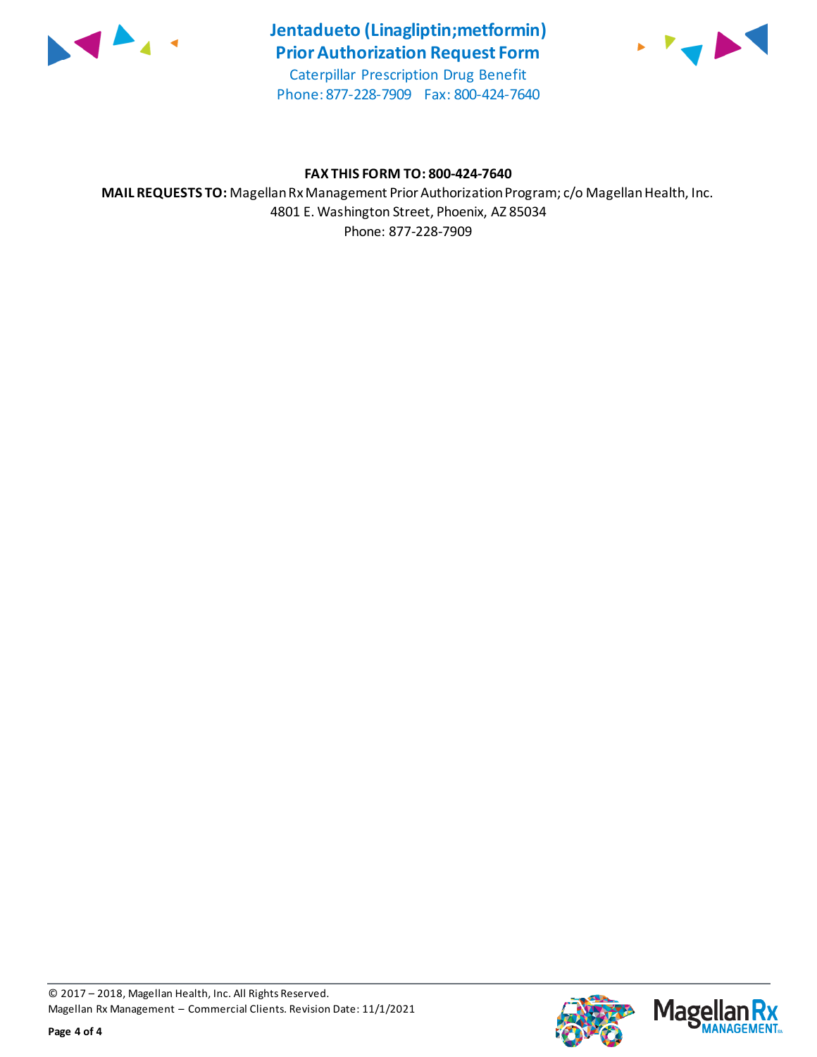**FAX THIS FORM TO: 800-424-7640**

**MAIL REQUESTS TO:** Magellan Rx Management Prior Authorization Program; c/o Magellan Health, Inc.
4801 E. Washington Street, Phoenix, AZ 85034
Phone: 877-228-7909